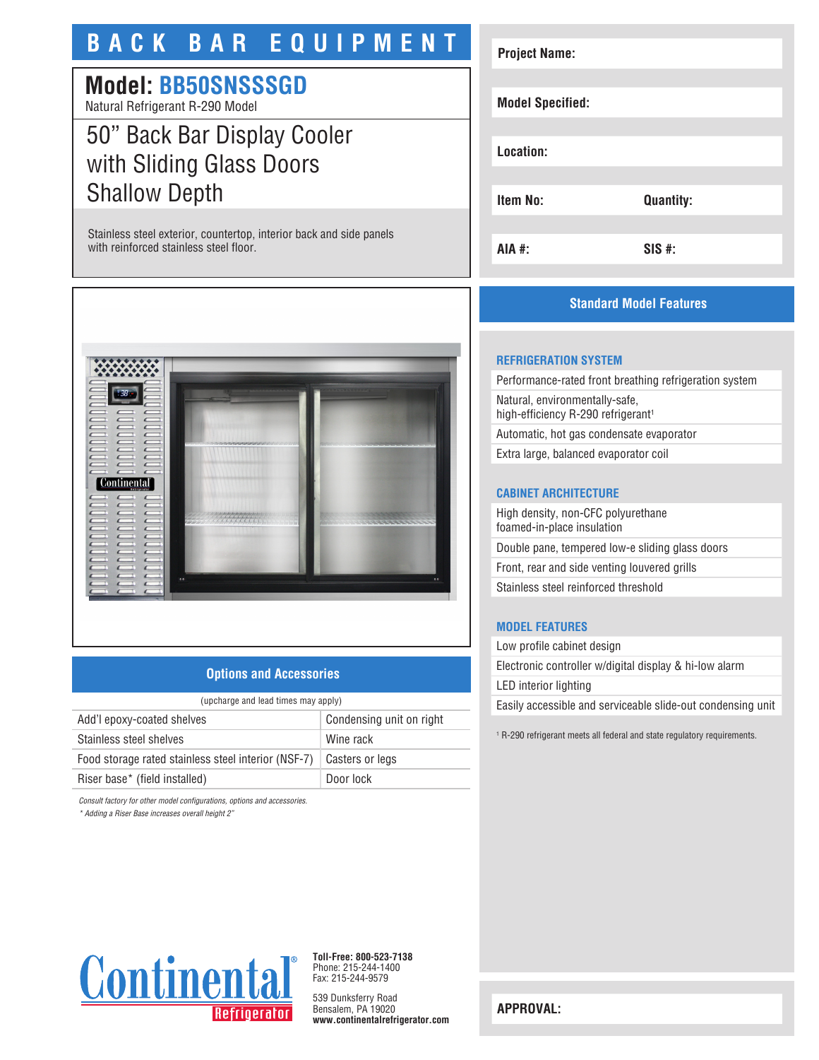# BACK BAR EQUIPMENT

## Model: BB50SNSSSGD

Natural Refrigerant R-290 Model

## 50" Back Bar Display Cooler with Sliding Glass Doors Shallow Depth

Stainless steel exterior, countertop, interior back and side panels with reinforced stainless steel floor.

| | |
|---|---|
| **Project Name:** | |
| **Model Specified:** | |
| **Location:** | |
| **Item No:** | **Quantity:** |
| **AIA #:** | **SIS #:** |

## Standard Model Features

### REFRIGERATION SYSTEM

- Performance-rated front breathing refrigeration system
- Natural, environmentally-safe, high-efficiency R-290 refrigerant[1]
- Automatic, hot gas condensate evaporator
- Extra large, balanced evaporator coil

### CABINET ARCHITECTURE

- High density, non-CFC polyurethane foamed-in-place insulation
- Double pane, tempered low-e sliding glass doors
- Front, rear and side venting louvered grills
- Stainless steel reinforced threshold

### MODEL FEATURES

- Low profile cabinet design
- Electronic controller w/digital display & hi-low alarm
- LED interior lighting
- Easily accessible and serviceable slide-out condensing unit

[1] R-290 refrigerant meets all federal and state regulatory requirements.

## Options and Accessories

(upcharge and lead times may apply)

| | |
|---|---|
| Add'l epoxy-coated shelves | Condensing unit on right |
| Stainless steel shelves | Wine rack |
| Food storage rated stainless steel interior (NSF-7) | Casters or legs |
| Riser base* (field installed) | Door lock |

*Consult factory for other model configurations, options and accessories.*
*\* Adding a Riser Base increases overall height 2"*

Continental® Refrigerator

**Toll-Free: 800-523-7138**
Phone: 215-244-1400
Fax: 215-244-9579

539 Dunksferry Road
Bensalem, PA 19020
**www.continentalrefrigerator.com**

**APPROVAL:**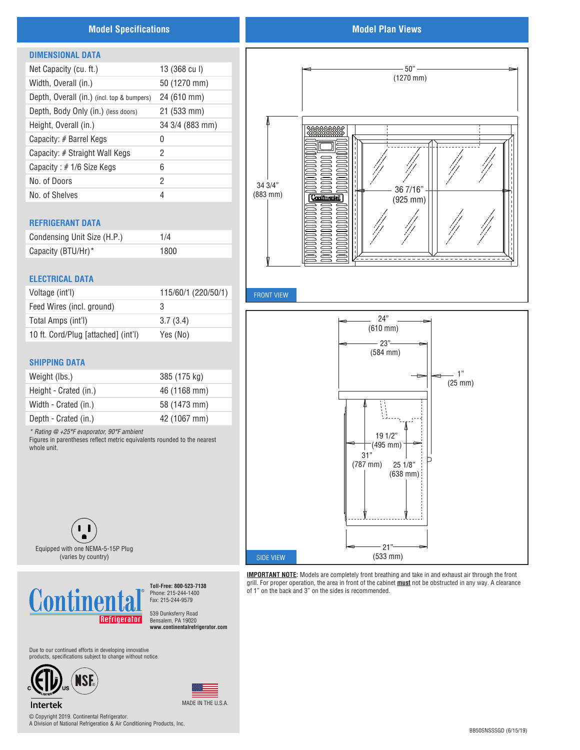## Model Specifications

### DIMENSIONAL DATA

| | |
|---|---|
| Net Capacity (cu. ft.) | 13 (368 cu l) |
| Width, Overall (in.) | 50 (1270 mm) |
| Depth, Overall (in.) (incl. top & bumpers) | 24 (610 mm) |
| Depth, Body Only (in.) (less doors) | 21 (533 mm) |
| Height, Overall (in.) | 34 3/4 (883 mm) |
| Capacity: # Barrel Kegs | 0 |
| Capacity: # Straight Wall Kegs | 2 |
| Capacity : # 1/6 Size Kegs | 6 |
| No. of Doors | 2 |
| No. of Shelves | 4 |

### REFRIGERANT DATA

| | |
|---|---|
| Condensing Unit Size (H.P.) | 1/4 |
| Capacity (BTU/Hr)* | 1800 |

### ELECTRICAL DATA

| | |
|---|---|
| Voltage (int'l) | 115/60/1 (220/50/1) |
| Feed Wires (incl. ground) | 3 |
| Total Amps (int'l) | 3.7 (3.4) |
| 10 ft. Cord/Plug [attached] (int'l) | Yes (No) |

### SHIPPING DATA

| | |
|---|---|
| Weight (lbs.) | 385 (175 kg) |
| Height - Crated (in.) | 46 (1168 mm) |
| Width - Crated (in.) | 58 (1473 mm) |
| Depth - Crated (in.) | 42 (1067 mm) |

*\* Rating @ +25°F evaporator, 90°F ambient*

Figures in parentheses reflect metric equivalents rounded to the nearest whole unit.

Equipped with one NEMA-5-15P Plug (varies by country)

## Model Plan Views

50"
(1270 mm)

34 3/4"
(883 mm)

36 7/16"
(925 mm)

FRONT VIEW

24"
(610 mm)

23"
(584 mm)

1"
(25 mm)

19 1/2"
(495 mm)

31"
(787 mm)

25 1/8"
(638 mm)

21"
(533 mm)

SIDE VIEW

**IMPORTANT NOTE:** Models are completely front breathing and take in and exhaust air through the front grill. For proper operation, the area in front of the cabinet **must** not be obstructed in any way. A clearance of 1" on the back and 3" on the sides is recommended.

Continental Refrigerator

**Toll-Free: 800-523-7138**
Phone: 215-244-1400
Fax: 215-244-9579

539 Dunksferry Road
Bensalem, PA 19020
**www.continentalrefrigerator.com**

Due to our continued efforts in developing innovative products, specifications subject to change without notice.

Intertek

MADE IN THE U.S.A.

© Copyright 2019. Continental Refrigerator.
A Division of National Refrigeration & Air Conditioning Products, Inc.

BB50SNSSSGD (6/15/19)